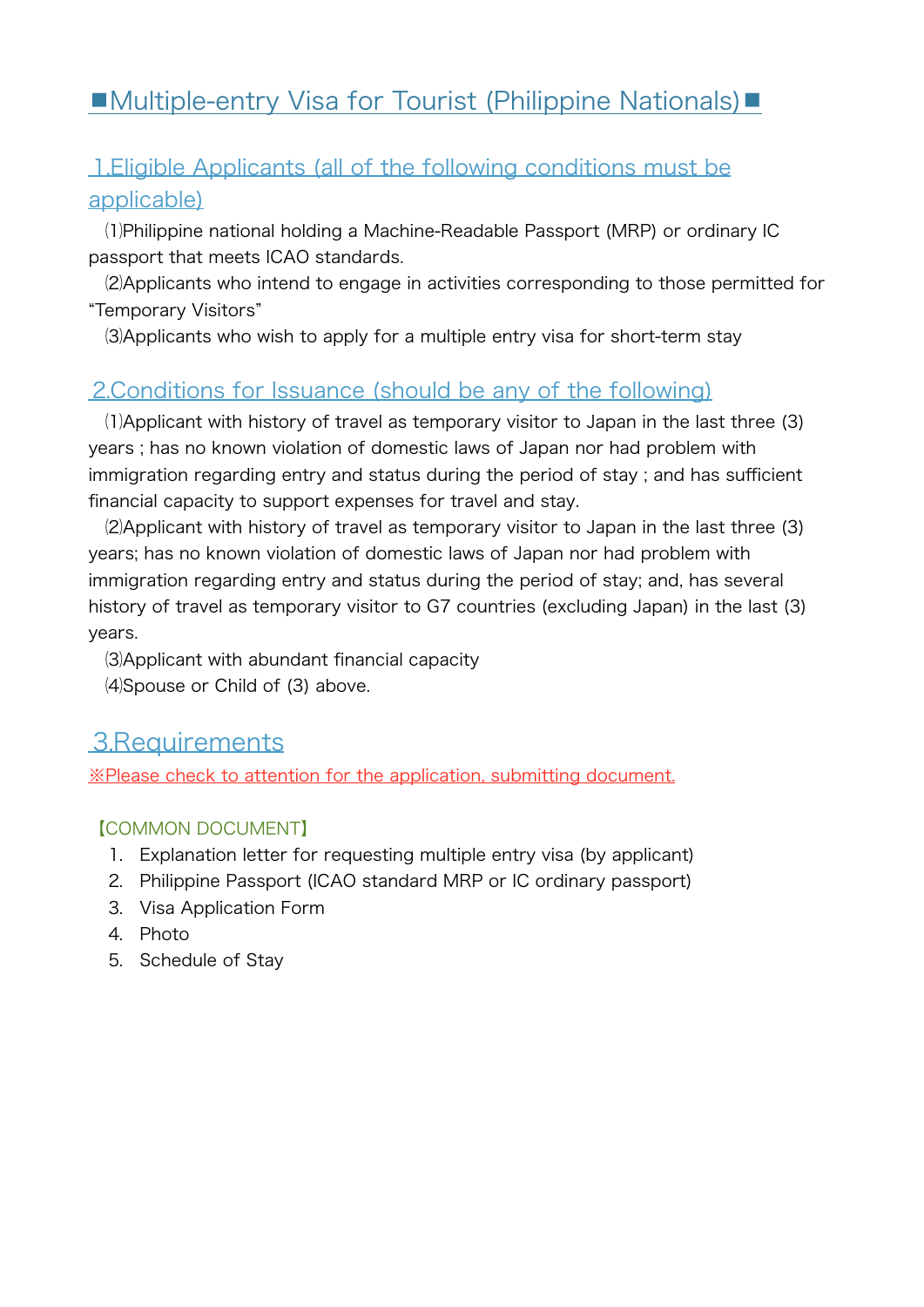# ■Multiple-entry Visa for Tourist (Philippine Nationals)■

## 1.Eligible Applicants (all of the following conditions must be applicable)

⑴Philippine national holding a Machine-Readable Passport (MRP) or ordinary IC passport that meets ICAO standards.

⑵Applicants who intend to engage in activities corresponding to those permitted for "Temporary Visitors"

⑶Applicants who wish to apply for a multiple entry visa for short-term stay

## 2.Conditions for Issuance (should be any of the following)

⑴Applicant with history of travel as temporary visitor to Japan in the last three (3) years ; has no known violation of domestic laws of Japan nor had problem with immigration regarding entry and status during the period of stay ; and has sufficient financial capacity to support expenses for travel and stay.

⑵Applicant with history of travel as temporary visitor to Japan in the last three (3) years; has no known violation of domestic laws of Japan nor had problem with immigration regarding entry and status during the period of stay; and, has several history of travel as temporary visitor to G7 countries (excluding Japan) in the last (3) years.

⑶Applicant with abundant financial capacity

⑷Spouse or Child of (3) above.

## 3.Requirements

※Please check to attention for the application, submitting document.

【COMMON DOCUMENT】

1. Explanation letter for requesting multiple entry visa (by applicant)
2. Philippine Passport (ICAO standard MRP or IC ordinary passport)
3. Visa Application Form
4. Photo
5. Schedule of Stay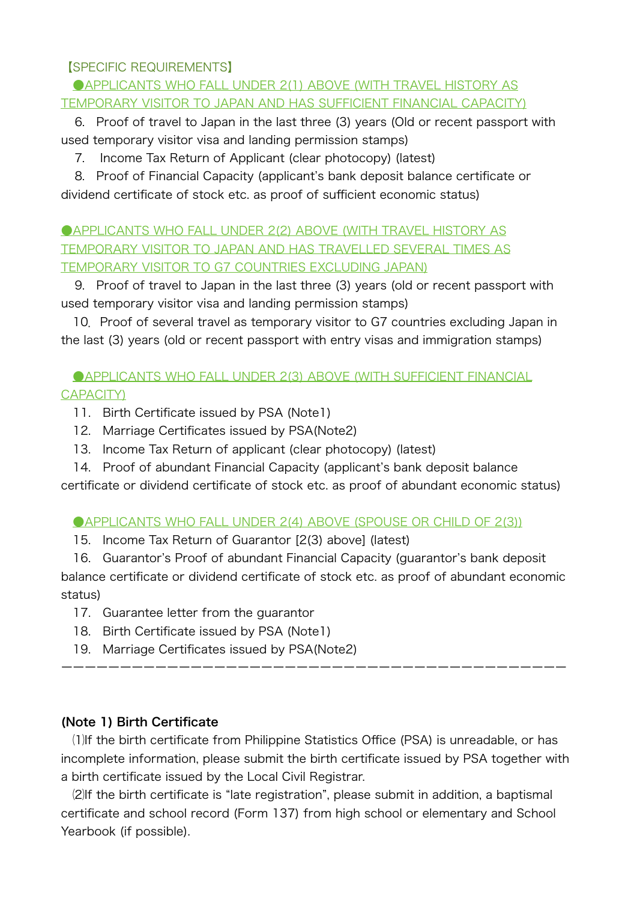【SPECIFIC REQUIREMENTS】

●APPLICANTS WHO FALL UNDER 2(1) ABOVE (WITH TRAVEL HISTORY AS TEMPORARY VISITOR TO JAPAN AND HAS SUFFICIENT FINANCIAL CAPACITY)

6. Proof of travel to Japan in the last three (3) years (Old or recent passport with used temporary visitor visa and landing permission stamps)
7. Income Tax Return of Applicant (clear photocopy) (latest)
8. Proof of Financial Capacity (applicant's bank deposit balance certificate or dividend certificate of stock etc. as proof of sufficient economic status)

●APPLICANTS WHO FALL UNDER 2(2) ABOVE (WITH TRAVEL HISTORY AS TEMPORARY VISITOR TO JAPAN AND HAS TRAVELLED SEVERAL TIMES AS TEMPORARY VISITOR TO G7 COUNTRIES EXCLUDING JAPAN)

9. Proof of travel to Japan in the last three (3) years (old or recent passport with used temporary visitor visa and landing permission stamps)
10. Proof of several travel as temporary visitor to G7 countries excluding Japan in the last (3) years (old or recent passport with entry visas and immigration stamps)

●APPLICANTS WHO FALL UNDER 2(3) ABOVE (WITH SUFFICIENT FINANCIAL CAPACITY)

11. Birth Certificate issued by PSA (Note1)
12. Marriage Certificates issued by PSA(Note2)
13. Income Tax Return of applicant (clear photocopy) (latest)
14. Proof of abundant Financial Capacity (applicant's bank deposit balance certificate or dividend certificate of stock etc. as proof of abundant economic status)

●APPLICANTS WHO FALL UNDER 2(4) ABOVE (SPOUSE OR CHILD OF 2(3))

15. Income Tax Return of Guarantor [2(3) above] (latest)
16. Guarantor's Proof of abundant Financial Capacity (guarantor's bank deposit balance certificate or dividend certificate of stock etc. as proof of abundant economic status)
17. Guarantee letter from the guarantor
18. Birth Certificate issued by PSA (Note1)
19. Marriage Certificates issued by PSA(Note2)

---

**(Note 1) Birth Certificate**

⑴If the birth certificate from Philippine Statistics Office (PSA) is unreadable, or has incomplete information, please submit the birth certificate issued by PSA together with a birth certificate issued by the Local Civil Registrar.

⑵If the birth certificate is "late registration", please submit in addition, a baptismal certificate and school record (Form 137) from high school or elementary and School Yearbook (if possible).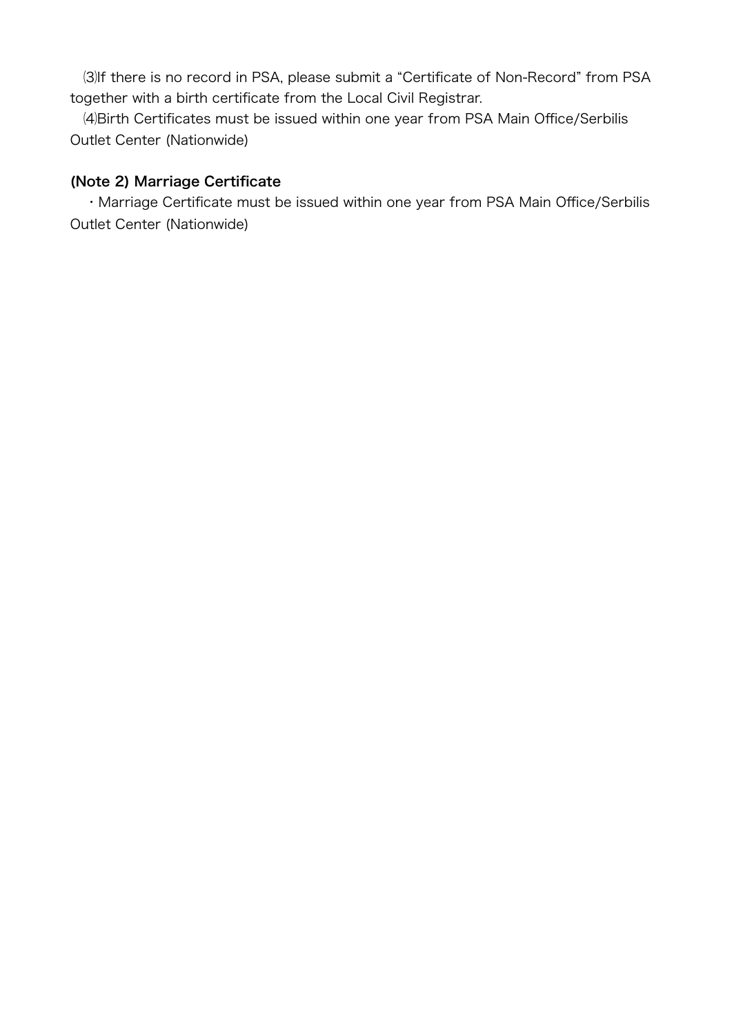⑶If there is no record in PSA, please submit a “Certificate of Non-Record” from PSA together with a birth certificate from the Local Civil Registrar.

⑷Birth Certificates must be issued within one year from PSA Main Office/Serbilis Outlet Center (Nationwide)

**(Note 2) Marriage Certificate**

・Marriage Certificate must be issued within one year from PSA Main Office/Serbilis Outlet Center (Nationwide)